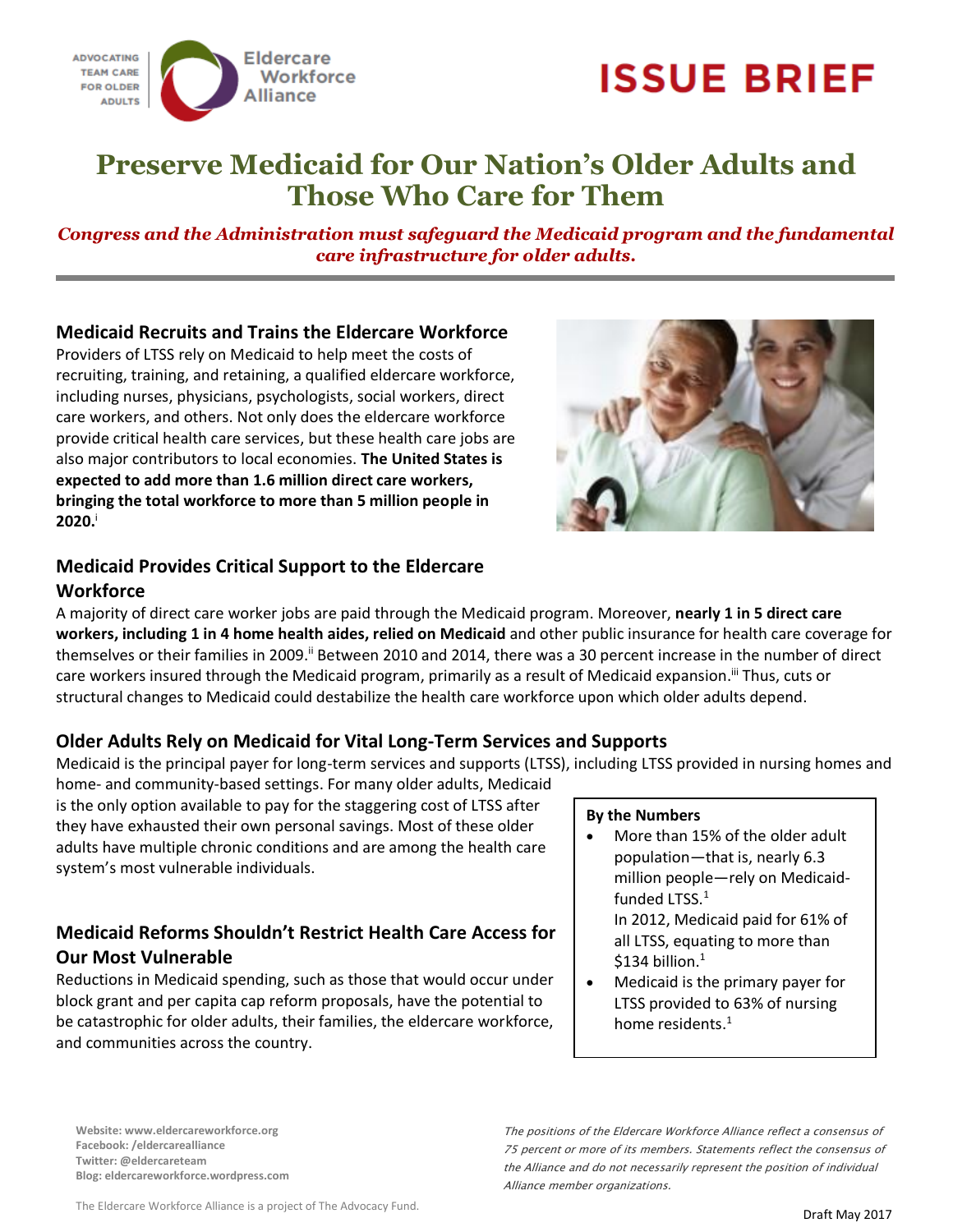ADVOCATING TEAM CARE FOR OLDER ADULTS

Eldercare Workforce Alliance

# ISSUE BRIEF

# Preserve Medicaid for Our Nation's Older Adults and Those Who Care for Them

***Congress and the Administration must safeguard the Medicaid program and the fundamental care infrastructure for older adults.***

## Medicaid Recruits and Trains the Eldercare Workforce

Providers of LTSS rely on Medicaid to help meet the costs of recruiting, training, and retaining, a qualified eldercare workforce, including nurses, physicians, psychologists, social workers, direct care workers, and others. Not only does the eldercare workforce provide critical health care services, but these health care jobs are also major contributors to local economies. **The United States is expected to add more than 1.6 million direct care workers, bringing the total workforce to more than 5 million people in 2020.**[i]

## Medicaid Provides Critical Support to the Eldercare Workforce

A majority of direct care worker jobs are paid through the Medicaid program. Moreover, **nearly 1 in 5 direct care workers, including 1 in 4 home health aides, relied on Medicaid** and other public insurance for health care coverage for themselves or their families in 2009.[ii] Between 2010 and 2014, there was a 30 percent increase in the number of direct care workers insured through the Medicaid program, primarily as a result of Medicaid expansion.[iii] Thus, cuts or structural changes to Medicaid could destabilize the health care workforce upon which older adults depend.

## Older Adults Rely on Medicaid for Vital Long-Term Services and Supports

Medicaid is the principal payer for long-term services and supports (LTSS), including LTSS provided in nursing homes and home- and community-based settings. For many older adults, Medicaid is the only option available to pay for the staggering cost of LTSS after they have exhausted their own personal savings. Most of these older adults have multiple chronic conditions and are among the health care system's most vulnerable individuals.

**By the Numbers**

- More than 15% of the older adult population—that is, nearly 6.3 million people—rely on Medicaid-funded LTSS.[1]
  In 2012, Medicaid paid for 61% of all LTSS, equating to more than $134 billion.[1]
- Medicaid is the primary payer for LTSS provided to 63% of nursing home residents.[1]

## Medicaid Reforms Shouldn't Restrict Health Care Access for Our Most Vulnerable

Reductions in Medicaid spending, such as those that would occur under block grant and per capita cap reform proposals, have the potential to be catastrophic for older adults, their families, the eldercare workforce, and communities across the country.

**Website: www.eldercareworkforce.org**
**Facebook: /eldercarealliance**
**Twitter: @eldercareteam**
**Blog: eldercareworkforce.wordpress.com**

*The positions of the Eldercare Workforce Alliance reflect a consensus of 75 percent or more of its members. Statements reflect the consensus of the Alliance and do not necessarily represent the position of individual Alliance member organizations.*

The Eldercare Workforce Alliance is a project of The Advocacy Fund.

Draft May 2017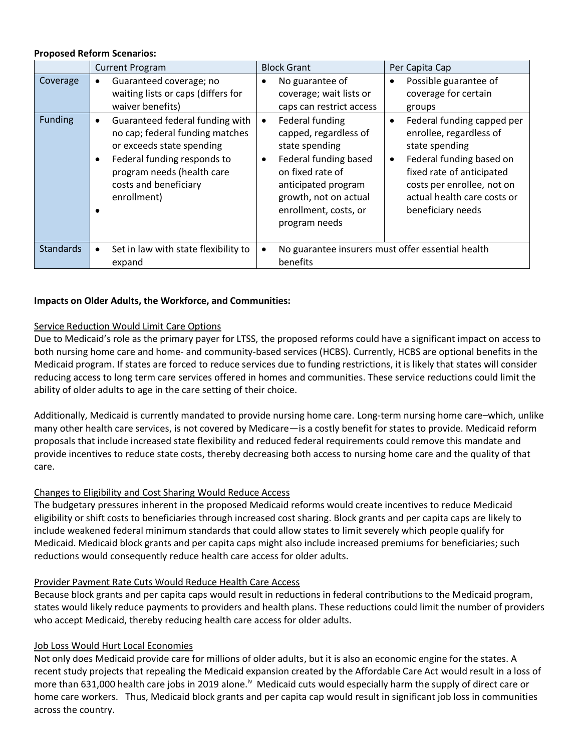**Proposed Reform Scenarios:**

| | Current Program | Block Grant | Per Capita Cap |
|---|---|---|---|
| Coverage | • Guaranteed coverage; no waiting lists or caps (differs for waiver benefits) | • No guarantee of coverage; wait lists or caps can restrict access | • Possible guarantee of coverage for certain groups |
| Funding | • Guaranteed federal funding with no cap; federal funding matches or exceeds state spending<br>• Federal funding responds to program needs (health care costs and beneficiary enrollment)<br>• | • Federal funding capped, regardless of state spending<br>• Federal funding based on fixed rate of anticipated program growth, not on actual enrollment, costs, or program needs | • Federal funding capped per enrollee, regardless of state spending<br>• Federal funding based on fixed rate of anticipated costs per enrollee, not on actual health care costs or beneficiary needs |
| Standards | • Set in law with state flexibility to expand | • No guarantee insurers must offer essential health benefits | |

**Impacts on Older Adults, the Workforce, and Communities:**

<u>Service Reduction Would Limit Care Options</u>

Due to Medicaid's role as the primary payer for LTSS, the proposed reforms could have a significant impact on access to both nursing home care and home- and community-based services (HCBS). Currently, HCBS are optional benefits in the Medicaid program. If states are forced to reduce services due to funding restrictions, it is likely that states will consider reducing access to long term care services offered in homes and communities. These service reductions could limit the ability of older adults to age in the care setting of their choice.

Additionally, Medicaid is currently mandated to provide nursing home care. Long-term nursing home care–which, unlike many other health care services, is not covered by Medicare—is a costly benefit for states to provide. Medicaid reform proposals that include increased state flexibility and reduced federal requirements could remove this mandate and provide incentives to reduce state costs, thereby decreasing both access to nursing home care and the quality of that care.

<u>Changes to Eligibility and Cost Sharing Would Reduce Access</u>

The budgetary pressures inherent in the proposed Medicaid reforms would create incentives to reduce Medicaid eligibility or shift costs to beneficiaries through increased cost sharing. Block grants and per capita caps are likely to include weakened federal minimum standards that could allow states to limit severely which people qualify for Medicaid. Medicaid block grants and per capita caps might also include increased premiums for beneficiaries; such reductions would consequently reduce health care access for older adults.

<u>Provider Payment Rate Cuts Would Reduce Health Care Access</u>

Because block grants and per capita caps would result in reductions in federal contributions to the Medicaid program, states would likely reduce payments to providers and health plans. These reductions could limit the number of providers who accept Medicaid, thereby reducing health care access for older adults.

<u>Job Loss Would Hurt Local Economies</u>

Not only does Medicaid provide care for millions of older adults, but it is also an economic engine for the states. A recent study projects that repealing the Medicaid expansion created by the Affordable Care Act would result in a loss of more than 631,000 health care jobs in 2019 alone.[iv] Medicaid cuts would especially harm the supply of direct care or home care workers. Thus, Medicaid block grants and per capita cap would result in significant job loss in communities across the country.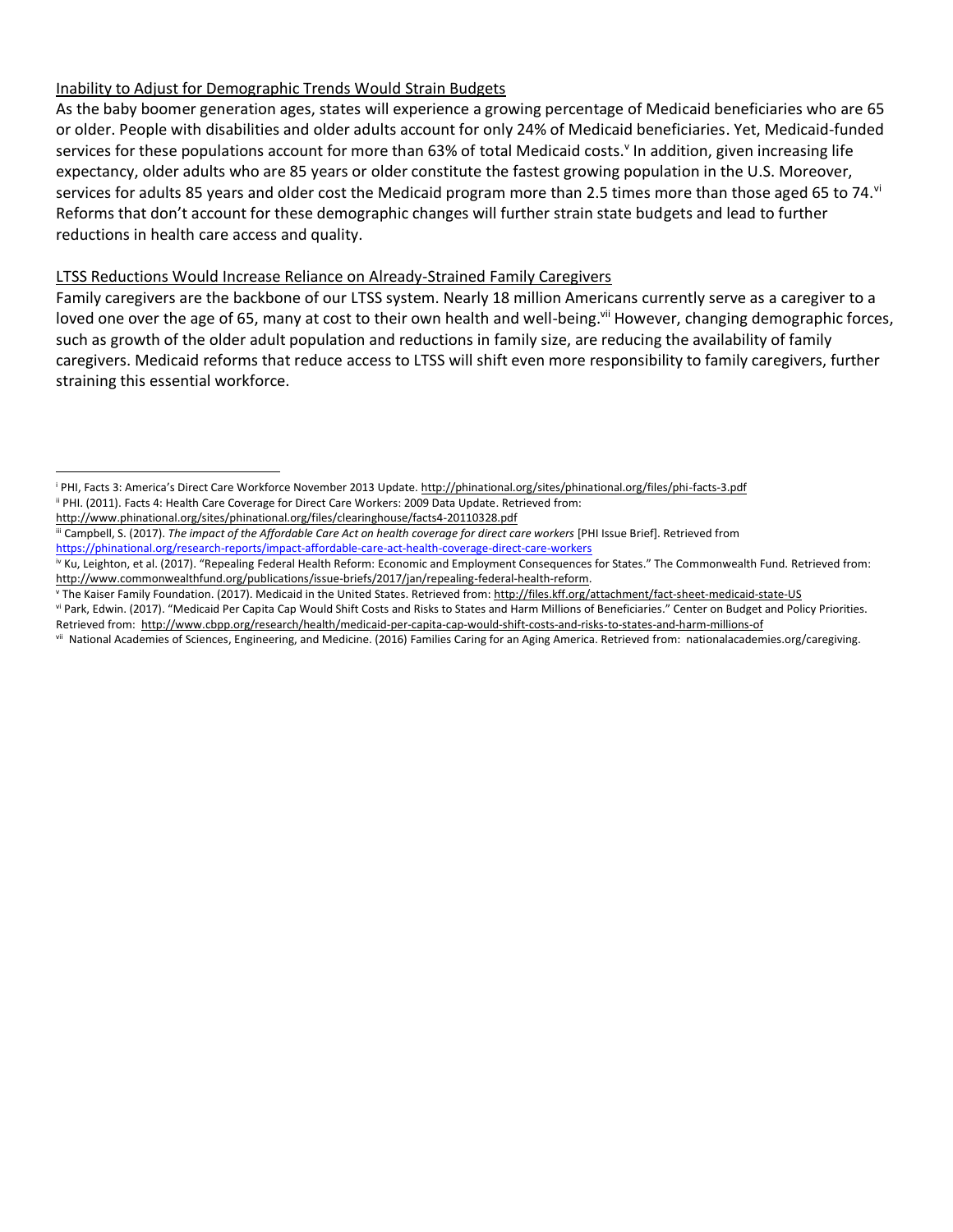Inability to Adjust for Demographic Trends Would Strain Budgets

As the baby boomer generation ages, states will experience a growing percentage of Medicaid beneficiaries who are 65 or older. People with disabilities and older adults account for only 24% of Medicaid beneficiaries. Yet, Medicaid-funded services for these populations account for more than 63% of total Medicaid costs.[v] In addition, given increasing life expectancy, older adults who are 85 years or older constitute the fastest growing population in the U.S. Moreover, services for adults 85 years and older cost the Medicaid program more than 2.5 times more than those aged 65 to 74.[vi] Reforms that don't account for these demographic changes will further strain state budgets and lead to further reductions in health care access and quality.

LTSS Reductions Would Increase Reliance on Already-Strained Family Caregivers

Family caregivers are the backbone of our LTSS system. Nearly 18 million Americans currently serve as a caregiver to a loved one over the age of 65, many at cost to their own health and well-being.[vii] However, changing demographic forces, such as growth of the older adult population and reductions in family size, are reducing the availability of family caregivers. Medicaid reforms that reduce access to LTSS will shift even more responsibility to family caregivers, further straining this essential workforce.

---

[i] PHI, Facts 3: America's Direct Care Workforce November 2013 Update. http://phinational.org/sites/phinational.org/files/phi-facts-3.pdf

[ii] PHI. (2011). Facts 4: Health Care Coverage for Direct Care Workers: 2009 Data Update. Retrieved from: http://www.phinational.org/sites/phinational.org/files/clearinghouse/facts4-20110328.pdf

[iii] Campbell, S. (2017). *The impact of the Affordable Care Act on health coverage for direct care workers* [PHI Issue Brief]. Retrieved from https://phinational.org/research-reports/impact-affordable-care-act-health-coverage-direct-care-workers

[iv] Ku, Leighton, et al. (2017). "Repealing Federal Health Reform: Economic and Employment Consequences for States." The Commonwealth Fund. Retrieved from: http://www.commonwealthfund.org/publications/issue-briefs/2017/jan/repealing-federal-health-reform.

[v] The Kaiser Family Foundation. (2017). Medicaid in the United States. Retrieved from: http://files.kff.org/attachment/fact-sheet-medicaid-state-US

[vi] Park, Edwin. (2017). "Medicaid Per Capita Cap Would Shift Costs and Risks to States and Harm Millions of Beneficiaries." Center on Budget and Policy Priorities. Retrieved from: http://www.cbpp.org/research/health/medicaid-per-capita-cap-would-shift-costs-and-risks-to-states-and-harm-millions-of

[vii] National Academies of Sciences, Engineering, and Medicine. (2016) Families Caring for an Aging America. Retrieved from: nationalacademies.org/caregiving.